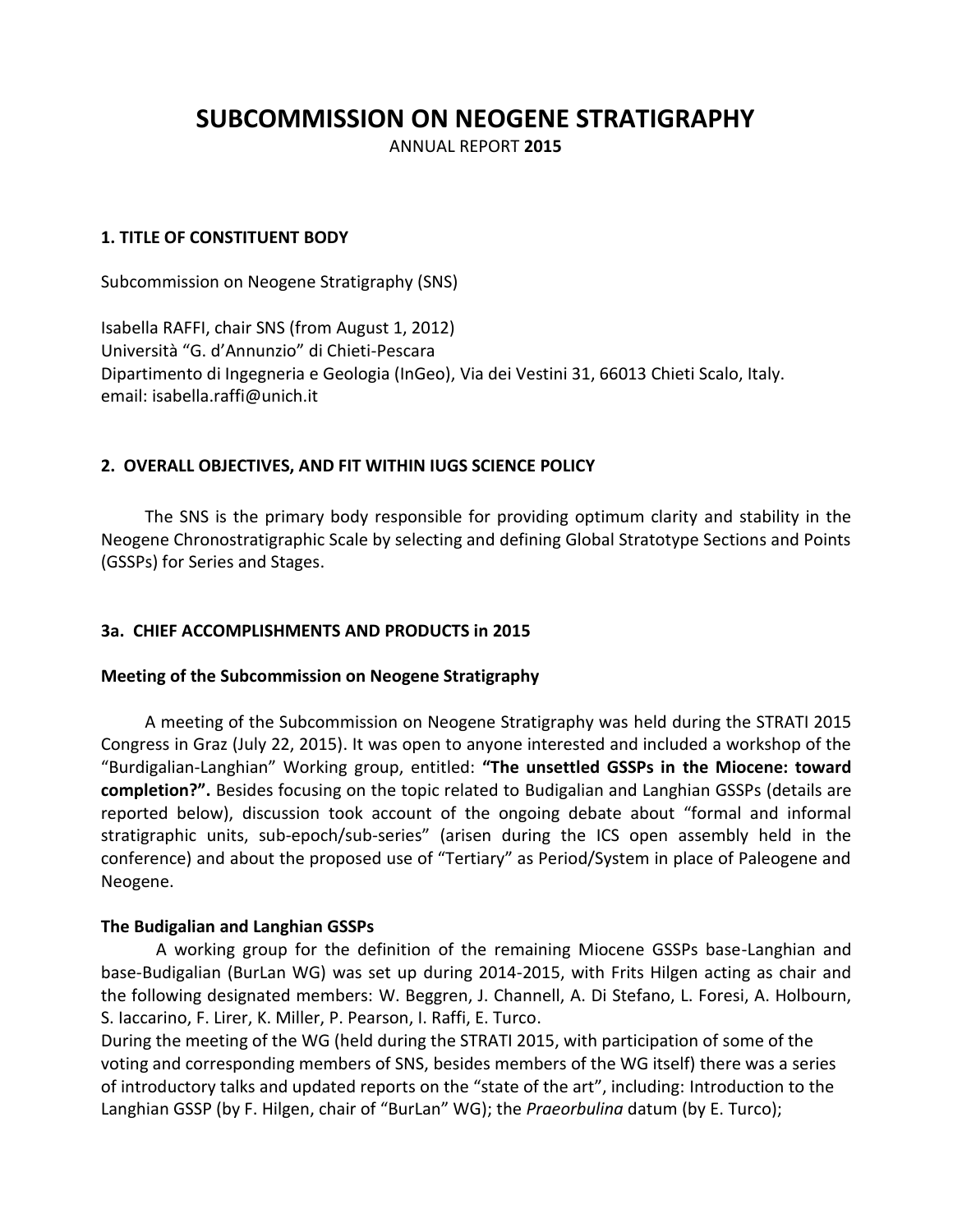# SUBCOMMISSION ON NEOGENE STRATIGRAPHY

ANNUAL REPORT **2015**

### 1. TITLE OF CONSTITUENT BODY

Subcommission on Neogene Stratigraphy (SNS)

Isabella RAFFI, chair SNS (from August 1, 2012)
Università "G. d'Annunzio" di Chieti-Pescara
Dipartimento di Ingegneria e Geologia (InGeo), Via dei Vestini 31, 66013 Chieti Scalo, Italy.
email: isabella.raffi@unich.it

### 2. OVERALL OBJECTIVES, AND FIT WITHIN IUGS SCIENCE POLICY

The SNS is the primary body responsible for providing optimum clarity and stability in the Neogene Chronostratigraphic Scale by selecting and defining Global Stratotype Sections and Points (GSSPs) for Series and Stages.

### 3a. CHIEF ACCOMPLISHMENTS AND PRODUCTS in 2015

**Meeting of the Subcommission on Neogene Stratigraphy**

A meeting of the Subcommission on Neogene Stratigraphy was held during the STRATI 2015 Congress in Graz (July 22, 2015). It was open to anyone interested and included a workshop of the "Burdigalian-Langhian" Working group, entitled: **"The unsettled GSSPs in the Miocene: toward completion?".** Besides focusing on the topic related to Budigalian and Langhian GSSPs (details are reported below), discussion took account of the ongoing debate about "formal and informal stratigraphic units, sub-epoch/sub-series" (arisen during the ICS open assembly held in the conference) and about the proposed use of "Tertiary" as Period/System in place of Paleogene and Neogene.

**The Budigalian and Langhian GSSPs**

A working group for the definition of the remaining Miocene GSSPs base-Langhian and base-Budigalian (BurLan WG) was set up during 2014-2015, with Frits Hilgen acting as chair and the following designated members: W. Beggren, J. Channell, A. Di Stefano, L. Foresi, A. Holbourn, S. Iaccarino, F. Lirer, K. Miller, P. Pearson, I. Raffi, E. Turco.
During the meeting of the WG (held during the STRATI 2015, with participation of some of the voting and corresponding members of SNS, besides members of the WG itself) there was a series of introductory talks and updated reports on the "state of the art", including: Introduction to the Langhian GSSP (by F. Hilgen, chair of "BurLan" WG); the *Praeorbulina* datum (by E. Turco);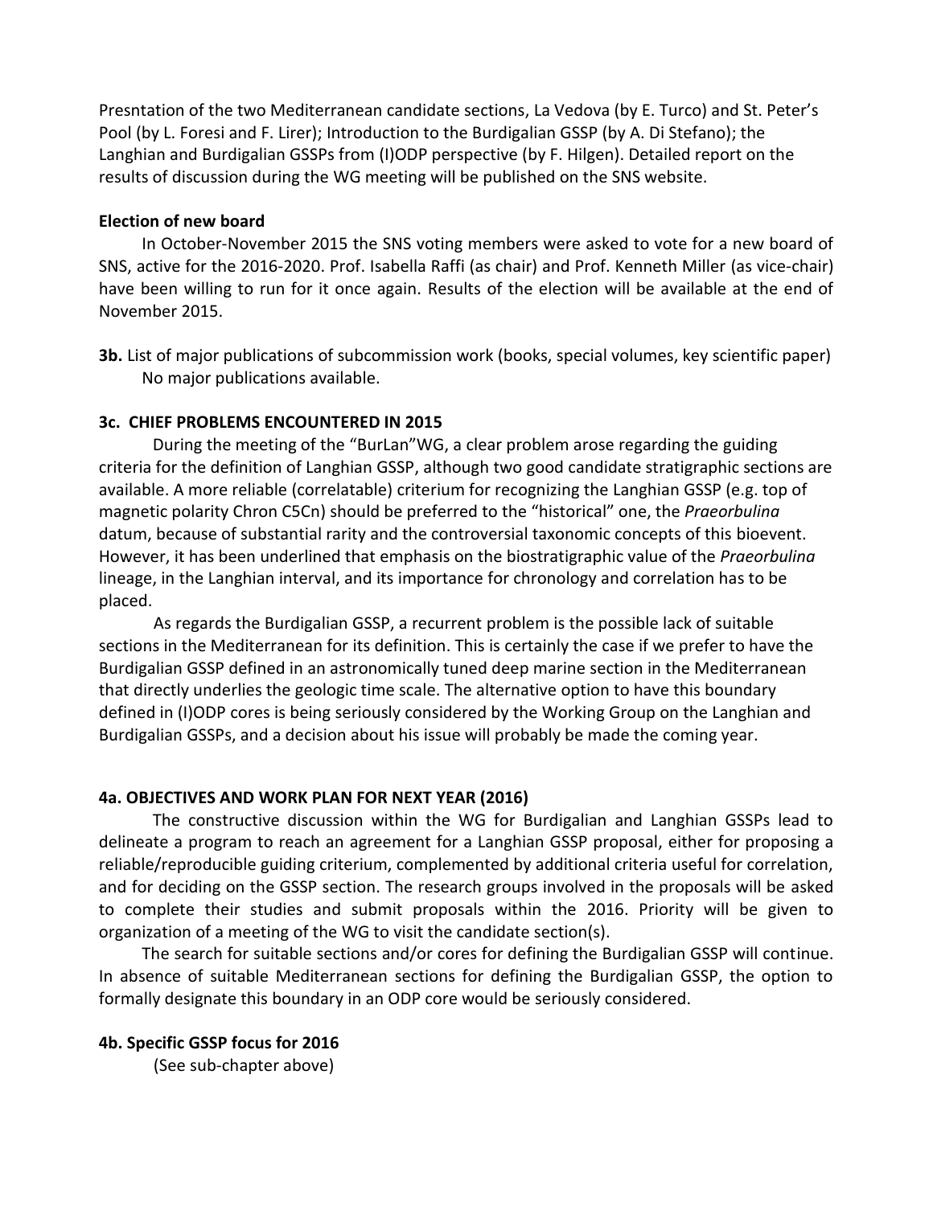Presntation of the two Mediterranean candidate sections, La Vedova (by E. Turco) and St. Peter's Pool (by L. Foresi and F. Lirer); Introduction to the Burdigalian GSSP (by A. Di Stefano); the Langhian and Burdigalian GSSPs from (I)ODP perspective (by F. Hilgen). Detailed report on the results of discussion during the WG meeting will be published on the SNS website.

**Election of new board**

In October-November 2015 the SNS voting members were asked to vote for a new board of SNS, active for the 2016-2020. Prof. Isabella Raffi (as chair) and Prof. Kenneth Miller (as vice-chair) have been willing to run for it once again. Results of the election will be available at the end of November 2015.

**3b.** List of major publications of subcommission work (books, special volumes, key scientific paper)

No major publications available.

### 3c. CHIEF PROBLEMS ENCOUNTERED IN 2015

During the meeting of the "BurLan"WG, a clear problem arose regarding the guiding criteria for the definition of Langhian GSSP, although two good candidate stratigraphic sections are available. A more reliable (correlatable) criterium for recognizing the Langhian GSSP (e.g. top of magnetic polarity Chron C5Cn) should be preferred to the "historical" one, the *Praeorbulina* datum, because of substantial rarity and the controversial taxonomic concepts of this bioevent. However, it has been underlined that emphasis on the biostratigraphic value of the *Praeorbulina* lineage, in the Langhian interval, and its importance for chronology and correlation has to be placed.

As regards the Burdigalian GSSP, a recurrent problem is the possible lack of suitable sections in the Mediterranean for its definition. This is certainly the case if we prefer to have the Burdigalian GSSP defined in an astronomically tuned deep marine section in the Mediterranean that directly underlies the geologic time scale. The alternative option to have this boundary defined in (I)ODP cores is being seriously considered by the Working Group on the Langhian and Burdigalian GSSPs, and a decision about his issue will probably be made the coming year.

### 4a. OBJECTIVES AND WORK PLAN FOR NEXT YEAR (2016)

The constructive discussion within the WG for Burdigalian and Langhian GSSPs lead to delineate a program to reach an agreement for a Langhian GSSP proposal, either for proposing a reliable/reproducible guiding criterium, complemented by additional criteria useful for correlation, and for deciding on the GSSP section. The research groups involved in the proposals will be asked to complete their studies and submit proposals within the 2016. Priority will be given to organization of a meeting of the WG to visit the candidate section(s).

The search for suitable sections and/or cores for defining the Burdigalian GSSP will continue. In absence of suitable Mediterranean sections for defining the Burdigalian GSSP, the option to formally designate this boundary in an ODP core would be seriously considered.

### 4b. Specific GSSP focus for 2016

(See sub-chapter above)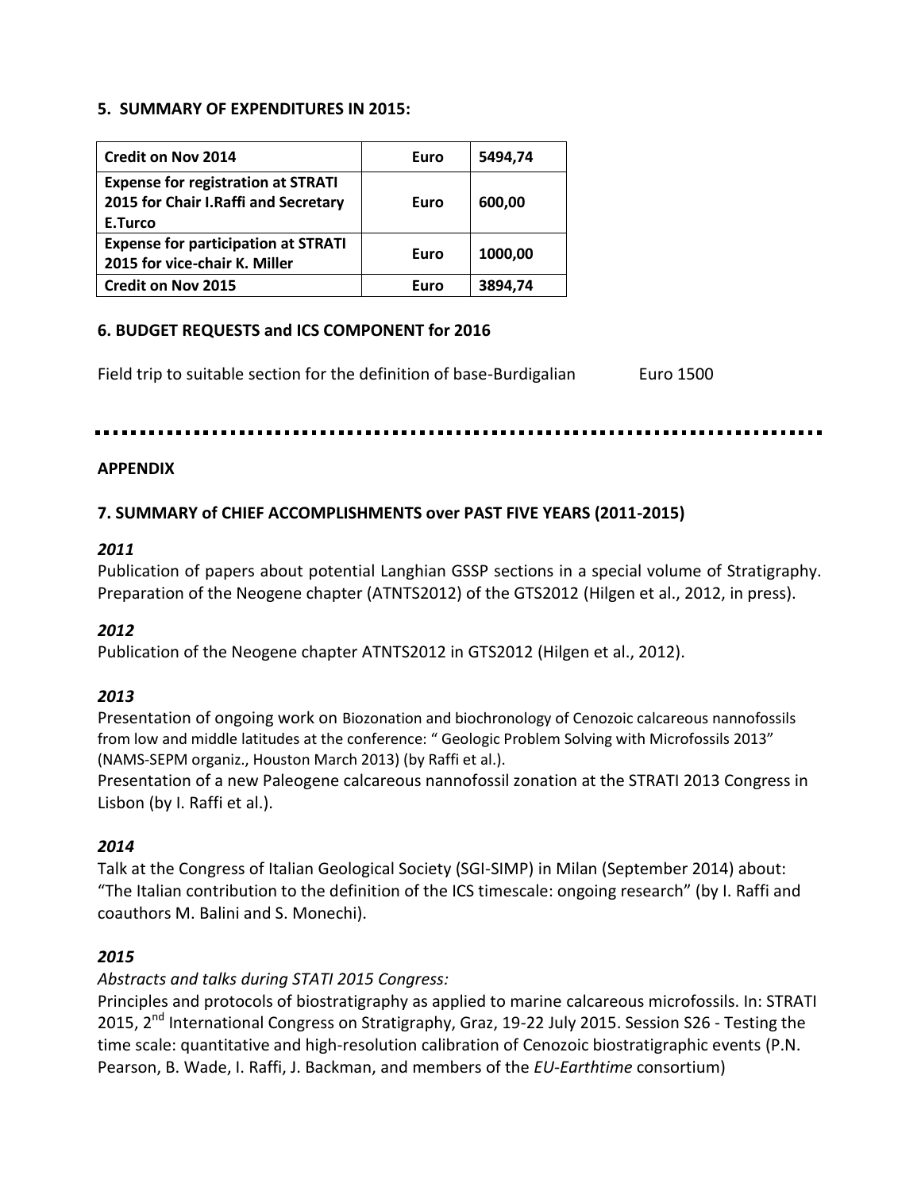### 5. SUMMARY OF EXPENDITURES IN 2015:

| Credit on Nov 2014 | Euro | 5494,74 |
|---|---|---|
| **Expense for registration at STRATI 2015 for Chair I.Raffi and Secretary E.Turco** | **Euro** | **600,00** |
| **Expense for participation at STRATI 2015 for vice-chair K. Miller** | **Euro** | **1000,00** |
| **Credit on Nov 2015** | **Euro** | **3894,74** |

### 6. BUDGET REQUESTS and ICS COMPONENT for 2016

Field trip to suitable section for the definition of base-Burdigalian Euro 1500

---

### APPENDIX

### 7. SUMMARY of CHIEF ACCOMPLISHMENTS over PAST FIVE YEARS (2011-2015)

***2011***

Publication of papers about potential Langhian GSSP sections in a special volume of Stratigraphy. Preparation of the Neogene chapter (ATNTS2012) of the GTS2012 (Hilgen et al., 2012, in press).

***2012***

Publication of the Neogene chapter ATNTS2012 in GTS2012 (Hilgen et al., 2012).

***2013***

Presentation of ongoing work on Biozonation and biochronology of Cenozoic calcareous nannofossils from low and middle latitudes at the conference: " Geologic Problem Solving with Microfossils 2013" (NAMS-SEPM organiz., Houston March 2013) (by Raffi et al.).

Presentation of a new Paleogene calcareous nannofossil zonation at the STRATI 2013 Congress in Lisbon (by I. Raffi et al.).

***2014***

Talk at the Congress of Italian Geological Society (SGI-SIMP) in Milan (September 2014) about: "The Italian contribution to the definition of the ICS timescale: ongoing research" (by I. Raffi and coauthors M. Balini and S. Monechi).

***2015***

*Abstracts and talks during STATI 2015 Congress:*

Principles and protocols of biostratigraphy as applied to marine calcareous microfossils. In: STRATI 2015, 2nd International Congress on Stratigraphy, Graz, 19-22 July 2015. Session S26 - Testing the time scale: quantitative and high-resolution calibration of Cenozoic biostratigraphic events (P.N. Pearson, B. Wade, I. Raffi, J. Backman, and members of the *EU-Earthtime* consortium)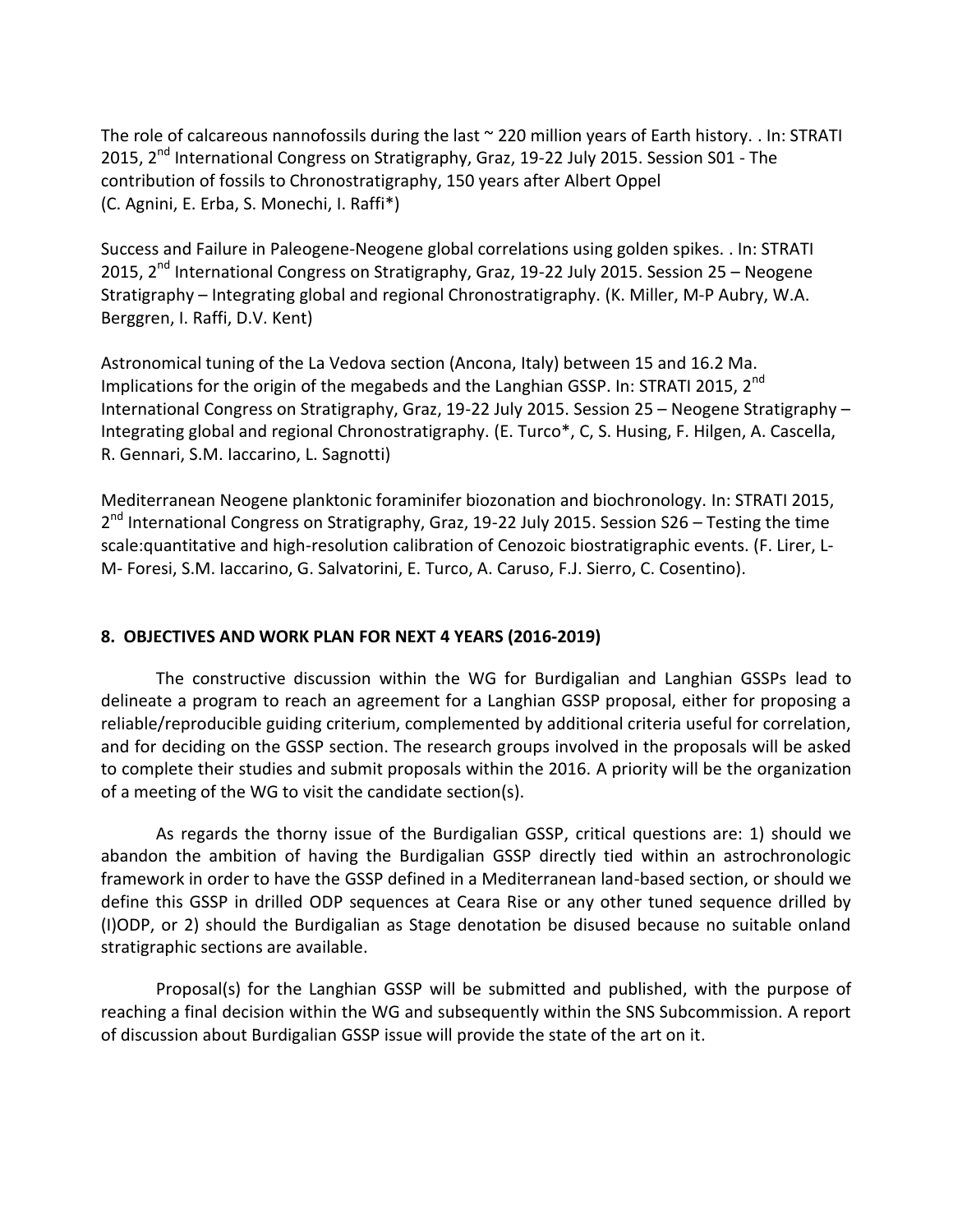The role of calcareous nannofossils during the last ~ 220 million years of Earth history. . In: STRATI 2015, 2nd International Congress on Stratigraphy, Graz, 19-22 July 2015. Session S01 - The contribution of fossils to Chronostratigraphy, 150 years after Albert Oppel (C. Agnini, E. Erba, S. Monechi, I. Raffi*)

Success and Failure in Paleogene-Neogene global correlations using golden spikes. . In: STRATI 2015, 2nd International Congress on Stratigraphy, Graz, 19-22 July 2015. Session 25 – Neogene Stratigraphy – Integrating global and regional Chronostratigraphy. (K. Miller, M-P Aubry, W.A. Berggren, I. Raffi, D.V. Kent)

Astronomical tuning of the La Vedova section (Ancona, Italy) between 15 and 16.2 Ma. Implications for the origin of the megabeds and the Langhian GSSP. In: STRATI 2015, 2nd International Congress on Stratigraphy, Graz, 19-22 July 2015. Session 25 – Neogene Stratigraphy – Integrating global and regional Chronostratigraphy. (E. Turco*, C, S. Husing, F. Hilgen, A. Cascella, R. Gennari, S.M. Iaccarino, L. Sagnotti)

Mediterranean Neogene planktonic foraminifer biozonation and biochronology. In: STRATI 2015, 2nd International Congress on Stratigraphy, Graz, 19-22 July 2015. Session S26 – Testing the time scale:quantitative and high-resolution calibration of Cenozoic biostratigraphic events. (F. Lirer, L-M- Foresi, S.M. Iaccarino, G. Salvatorini, E. Turco, A. Caruso, F.J. Sierro, C. Cosentino).

## 8. OBJECTIVES AND WORK PLAN FOR NEXT 4 YEARS (2016-2019)

The constructive discussion within the WG for Burdigalian and Langhian GSSPs lead to delineate a program to reach an agreement for a Langhian GSSP proposal, either for proposing a reliable/reproducible guiding criterium, complemented by additional criteria useful for correlation, and for deciding on the GSSP section. The research groups involved in the proposals will be asked to complete their studies and submit proposals within the 2016. A priority will be the organization of a meeting of the WG to visit the candidate section(s).

As regards the thorny issue of the Burdigalian GSSP, critical questions are: 1) should we abandon the ambition of having the Burdigalian GSSP directly tied within an astrochronologic framework in order to have the GSSP defined in a Mediterranean land-based section, or should we define this GSSP in drilled ODP sequences at Ceara Rise or any other tuned sequence drilled by (I)ODP, or 2) should the Burdigalian as Stage denotation be disused because no suitable onland stratigraphic sections are available.

Proposal(s) for the Langhian GSSP will be submitted and published, with the purpose of reaching a final decision within the WG and subsequently within the SNS Subcommission. A report of discussion about Burdigalian GSSP issue will provide the state of the art on it.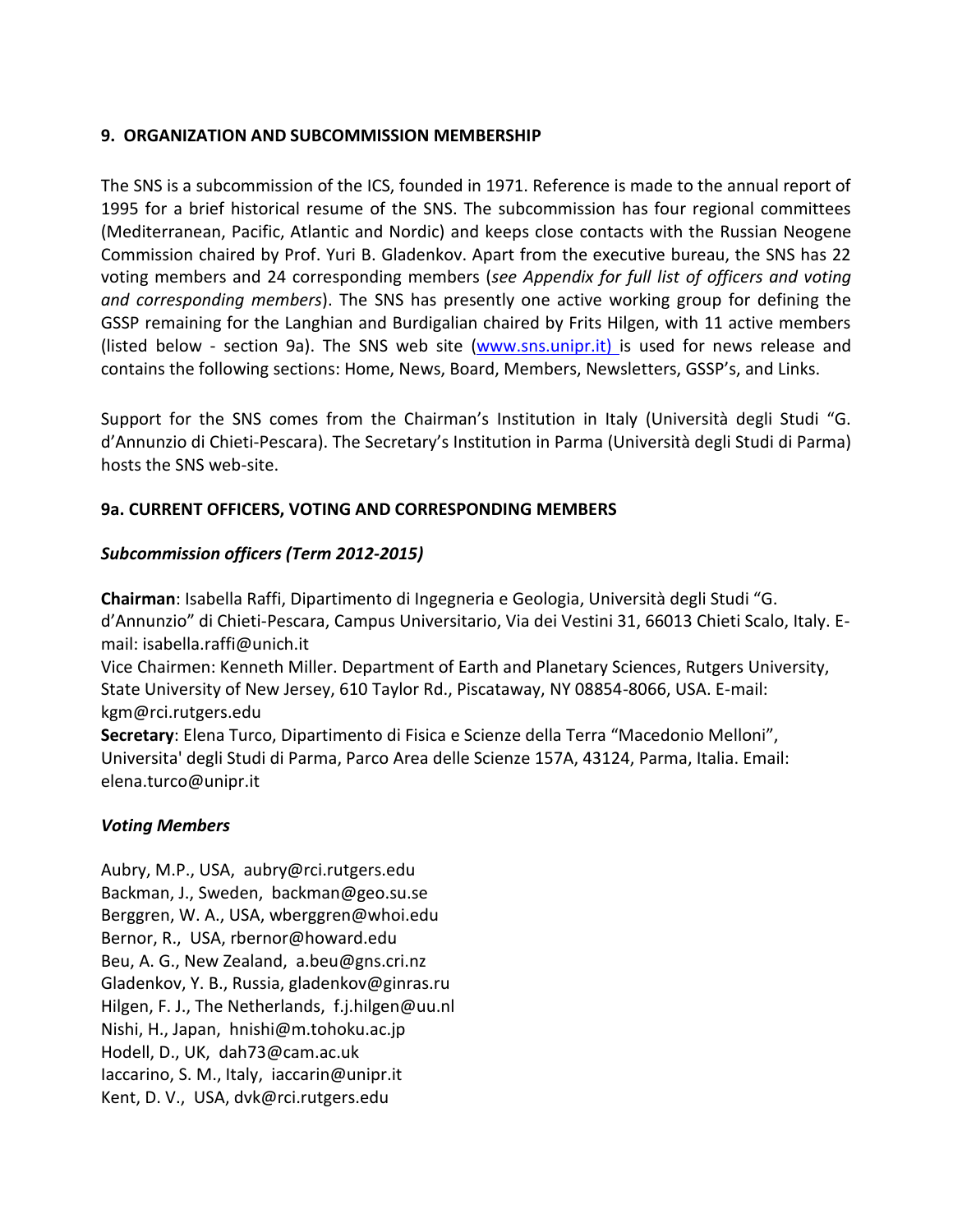### 9. ORGANIZATION AND SUBCOMMISSION MEMBERSHIP

The SNS is a subcommission of the ICS, founded in 1971. Reference is made to the annual report of 1995 for a brief historical resume of the SNS. The subcommission has four regional committees (Mediterranean, Pacific, Atlantic and Nordic) and keeps close contacts with the Russian Neogene Commission chaired by Prof. Yuri B. Gladenkov. Apart from the executive bureau, the SNS has 22 voting members and 24 corresponding members (*see Appendix for full list of officers and voting and corresponding members*). The SNS has presently one active working group for defining the GSSP remaining for the Langhian and Burdigalian chaired by Frits Hilgen, with 11 active members (listed below - section 9a). The SNS web site (www.sns.unipr.it) is used for news release and contains the following sections: Home, News, Board, Members, Newsletters, GSSP's, and Links.

Support for the SNS comes from the Chairman's Institution in Italy (Università degli Studi "G. d'Annunzio di Chieti-Pescara). The Secretary's Institution in Parma (Università degli Studi di Parma) hosts the SNS web-site.

### 9a. CURRENT OFFICERS, VOTING AND CORRESPONDING MEMBERS

#### *Subcommission officers (Term 2012-2015)*

**Chairman**: Isabella Raffi, Dipartimento di Ingegneria e Geologia, Università degli Studi "G. d'Annunzio" di Chieti-Pescara, Campus Universitario, Via dei Vestini 31, 66013 Chieti Scalo, Italy. E-mail: isabella.raffi@unich.it
Vice Chairmen: Kenneth Miller. Department of Earth and Planetary Sciences, Rutgers University, State University of New Jersey, 610 Taylor Rd., Piscataway, NY 08854-8066, USA. E-mail: kgm@rci.rutgers.edu
**Secretary**: Elena Turco, Dipartimento di Fisica e Scienze della Terra "Macedonio Melloni", Universita' degli Studi di Parma, Parco Area delle Scienze 157A, 43124, Parma, Italia. Email: elena.turco@unipr.it

#### *Voting Members*

Aubry, M.P., USA, aubry@rci.rutgers.edu
Backman, J., Sweden, backman@geo.su.se
Berggren, W. A., USA, wberggren@whoi.edu
Bernor, R., USA, rbernor@howard.edu
Beu, A. G., New Zealand, a.beu@gns.cri.nz
Gladenkov, Y. B., Russia, gladenkov@ginras.ru
Hilgen, F. J., The Netherlands, f.j.hilgen@uu.nl
Nishi, H., Japan, hnishi@m.tohoku.ac.jp
Hodell, D., UK, dah73@cam.ac.uk
Iaccarino, S. M., Italy, iaccarin@unipr.it
Kent, D. V., USA, dvk@rci.rutgers.edu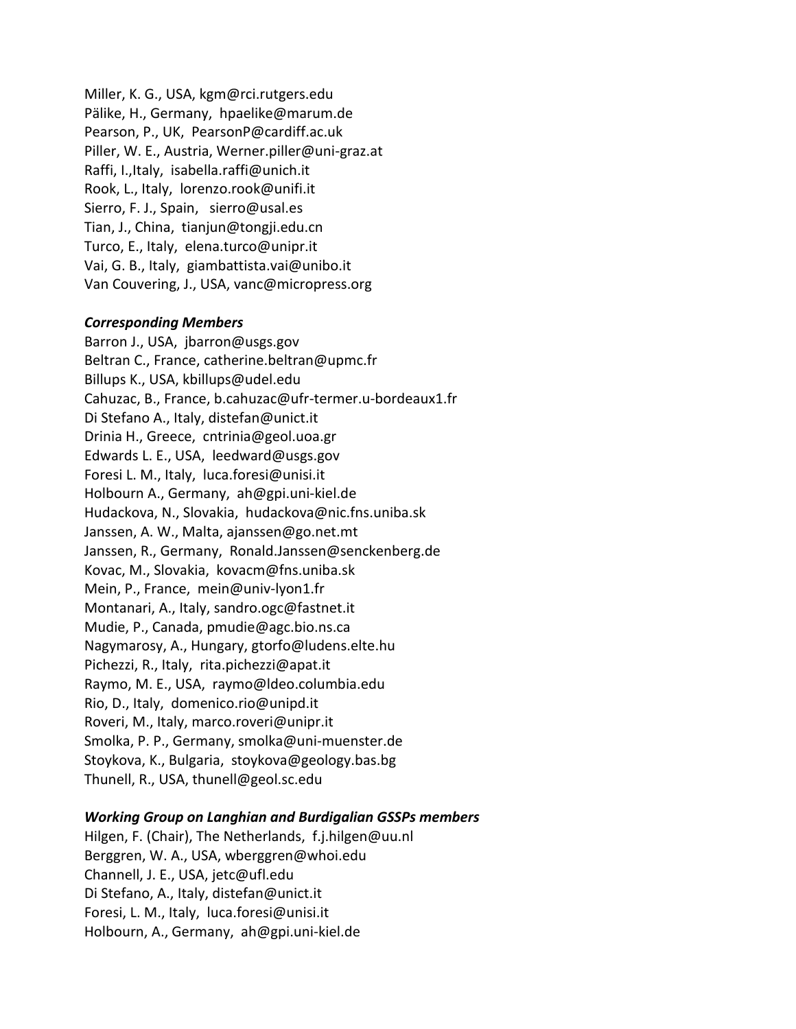Miller, K. G., USA, kgm@rci.rutgers.edu
Pälike, H., Germany, hpaelike@marum.de
Pearson, P., UK, PearsonP@cardiff.ac.uk
Piller, W. E., Austria, Werner.piller@uni-graz.at
Raffi, I.,Italy, isabella.raffi@unich.it
Rook, L., Italy, lorenzo.rook@unifi.it
Sierro, F. J., Spain, sierro@usal.es
Tian, J., China, tianjun@tongji.edu.cn
Turco, E., Italy, elena.turco@unipr.it
Vai, G. B., Italy, giambattista.vai@unibo.it
Van Couvering, J., USA, vanc@micropress.org

***Corresponding Members***

Barron J., USA, jbarron@usgs.gov
Beltran C., France, catherine.beltran@upmc.fr
Billups K., USA, kbillups@udel.edu
Cahuzac, B., France, b.cahuzac@ufr-termer.u-bordeaux1.fr
Di Stefano A., Italy, distefan@unict.it
Drinia H., Greece, cntrinia@geol.uoa.gr
Edwards L. E., USA, leedward@usgs.gov
Foresi L. M., Italy, luca.foresi@unisi.it
Holbourn A., Germany, ah@gpi.uni-kiel.de
Hudackova, N., Slovakia, hudackova@nic.fns.uniba.sk
Janssen, A. W., Malta, ajanssen@go.net.mt
Janssen, R., Germany, Ronald.Janssen@senckenberg.de
Kovac, M., Slovakia, kovacm@fns.uniba.sk
Mein, P., France, mein@univ-lyon1.fr
Montanari, A., Italy, sandro.ogc@fastnet.it
Mudie, P., Canada, pmudie@agc.bio.ns.ca
Nagymarosy, A., Hungary, gtorfo@ludens.elte.hu
Pichezzi, R., Italy, rita.pichezzi@apat.it
Raymo, M. E., USA, raymo@ldeo.columbia.edu
Rio, D., Italy, domenico.rio@unipd.it
Roveri, M., Italy, marco.roveri@unipr.it
Smolka, P. P., Germany, smolka@uni-muenster.de
Stoykova, K., Bulgaria, stoykova@geology.bas.bg
Thunell, R., USA, thunell@geol.sc.edu

***Working Group on Langhian and Burdigalian GSSPs members***

Hilgen, F. (Chair), The Netherlands, f.j.hilgen@uu.nl
Berggren, W. A., USA, wberggren@whoi.edu
Channell, J. E., USA, jetc@ufl.edu
Di Stefano, A., Italy, distefan@unict.it
Foresi, L. M., Italy, luca.foresi@unisi.it
Holbourn, A., Germany, ah@gpi.uni-kiel.de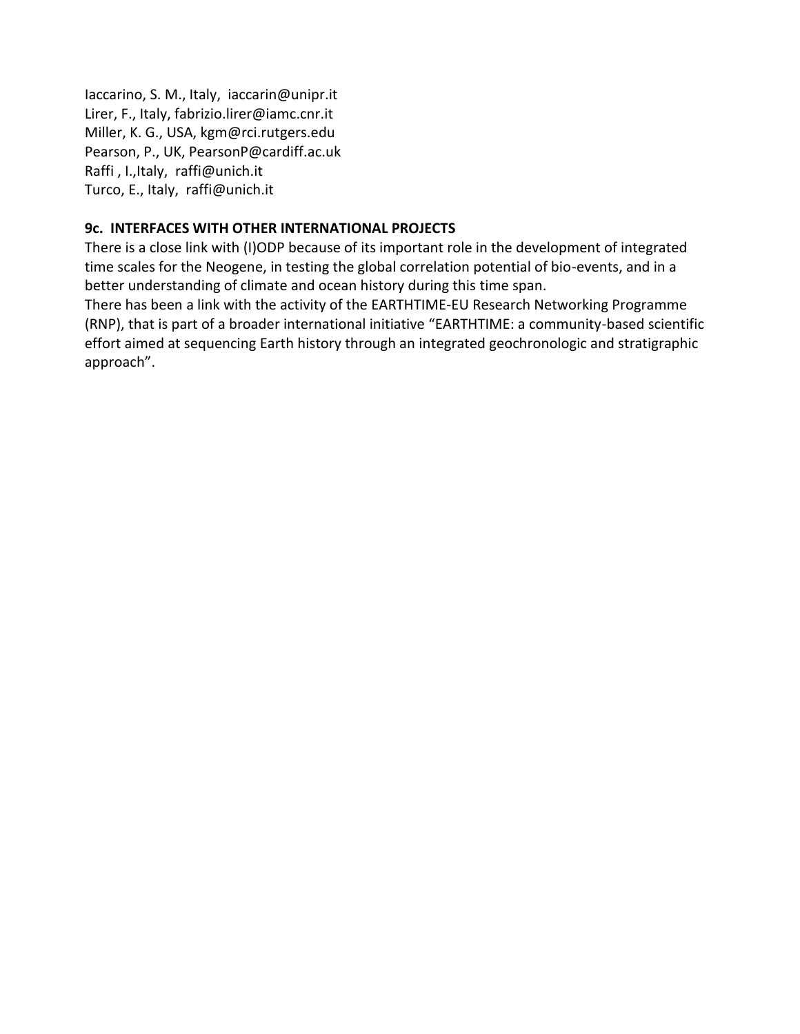Iaccarino, S. M., Italy, iaccarin@unipr.it
Lirer, F., Italy, fabrizio.lirer@iamc.cnr.it
Miller, K. G., USA, kgm@rci.rutgers.edu
Pearson, P., UK, PearsonP@cardiff.ac.uk
Raffi , I.,Italy, raffi@unich.it
Turco, E., Italy, raffi@unich.it

**9c. INTERFACES WITH OTHER INTERNATIONAL PROJECTS**

There is a close link with (I)ODP because of its important role in the development of integrated time scales for the Neogene, in testing the global correlation potential of bio-events, and in a better understanding of climate and ocean history during this time span.

There has been a link with the activity of the EARTHTIME-EU Research Networking Programme (RNP), that is part of a broader international initiative "EARTHTIME: a community-based scientific effort aimed at sequencing Earth history through an integrated geochronologic and stratigraphic approach".